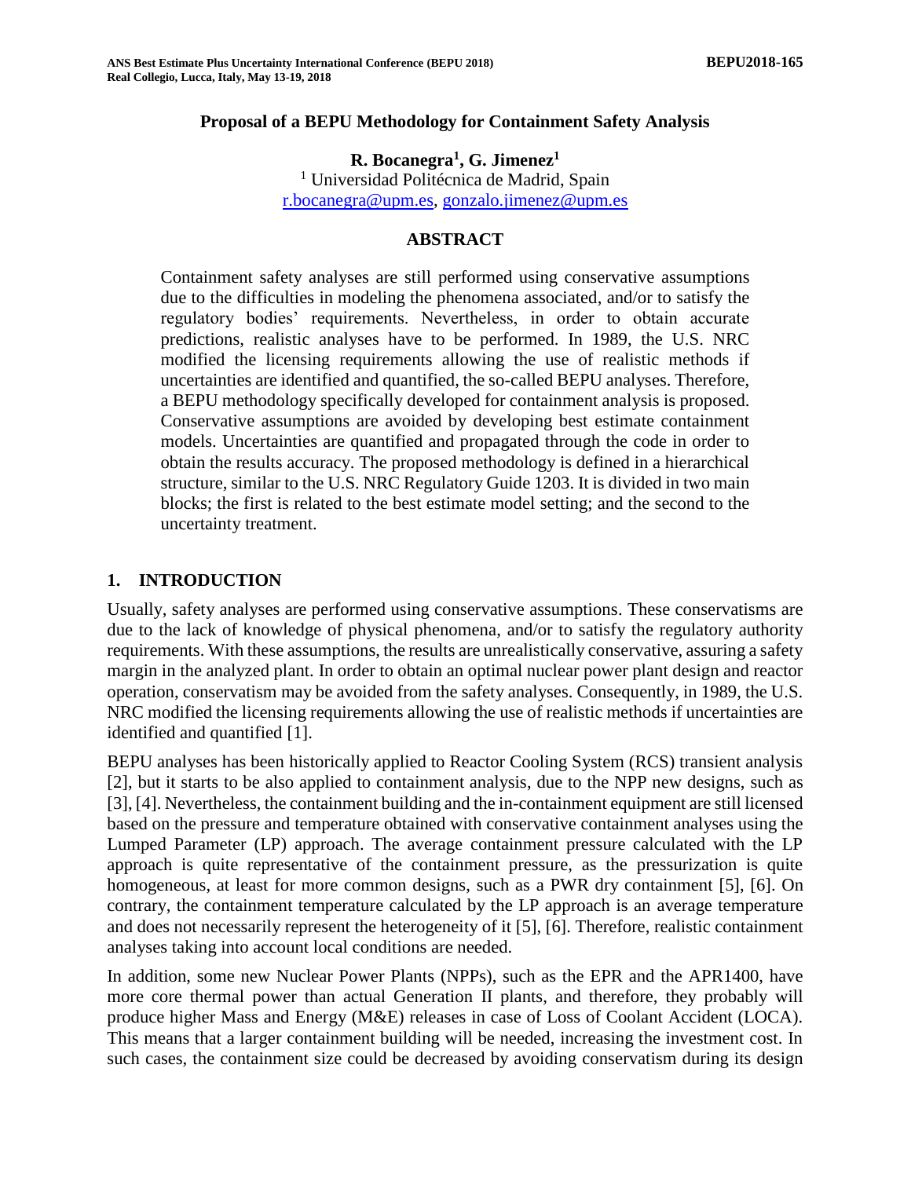# Proposal of a BEPU Methodology for Containment Safety Analysis

**R. Bocanegra[1], G. Jimenez[1]**

[1] Universidad Politécnica de Madrid, Spain

r.bocanegra@upm.es, gonzalo.jimenez@upm.es

## ABSTRACT

Containment safety analyses are still performed using conservative assumptions due to the difficulties in modeling the phenomena associated, and/or to satisfy the regulatory bodies' requirements. Nevertheless, in order to obtain accurate predictions, realistic analyses have to be performed. In 1989, the U.S. NRC modified the licensing requirements allowing the use of realistic methods if uncertainties are identified and quantified, the so-called BEPU analyses. Therefore, a BEPU methodology specifically developed for containment analysis is proposed. Conservative assumptions are avoided by developing best estimate containment models. Uncertainties are quantified and propagated through the code in order to obtain the results accuracy. The proposed methodology is defined in a hierarchical structure, similar to the U.S. NRC Regulatory Guide 1203. It is divided in two main blocks; the first is related to the best estimate model setting; and the second to the uncertainty treatment.

## 1. INTRODUCTION

Usually, safety analyses are performed using conservative assumptions. These conservatisms are due to the lack of knowledge of physical phenomena, and/or to satisfy the regulatory authority requirements. With these assumptions, the results are unrealistically conservative, assuring a safety margin in the analyzed plant. In order to obtain an optimal nuclear power plant design and reactor operation, conservatism may be avoided from the safety analyses. Consequently, in 1989, the U.S. NRC modified the licensing requirements allowing the use of realistic methods if uncertainties are identified and quantified [1].

BEPU analyses has been historically applied to Reactor Cooling System (RCS) transient analysis [2], but it starts to be also applied to containment analysis, due to the NPP new designs, such as [3], [4]. Nevertheless, the containment building and the in-containment equipment are still licensed based on the pressure and temperature obtained with conservative containment analyses using the Lumped Parameter (LP) approach. The average containment pressure calculated with the LP approach is quite representative of the containment pressure, as the pressurization is quite homogeneous, at least for more common designs, such as a PWR dry containment [5], [6]. On contrary, the containment temperature calculated by the LP approach is an average temperature and does not necessarily represent the heterogeneity of it [5], [6]. Therefore, realistic containment analyses taking into account local conditions are needed.

In addition, some new Nuclear Power Plants (NPPs), such as the EPR and the APR1400, have more core thermal power than actual Generation II plants, and therefore, they probably will produce higher Mass and Energy (M&E) releases in case of Loss of Coolant Accident (LOCA). This means that a larger containment building will be needed, increasing the investment cost. In such cases, the containment size could be decreased by avoiding conservatism during its design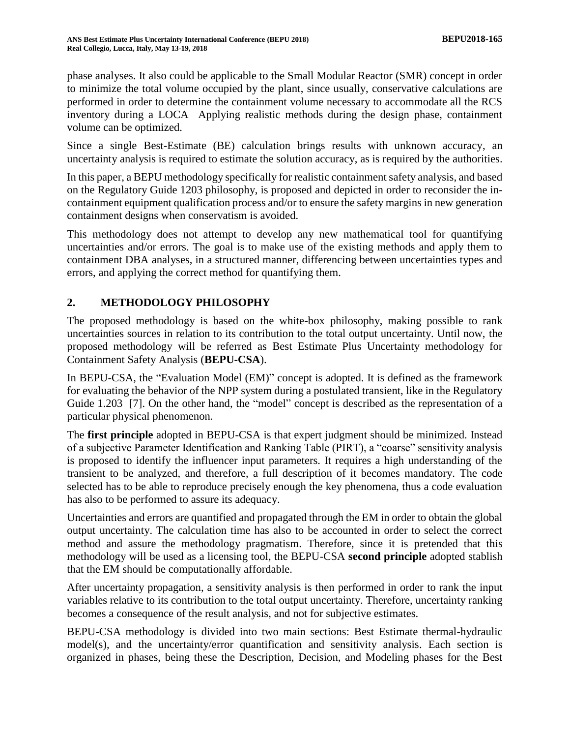phase analyses. It also could be applicable to the Small Modular Reactor (SMR) concept in order to minimize the total volume occupied by the plant, since usually, conservative calculations are performed in order to determine the containment volume necessary to accommodate all the RCS inventory during a LOCA  Applying realistic methods during the design phase, containment volume can be optimized.

Since a single Best-Estimate (BE) calculation brings results with unknown accuracy, an uncertainty analysis is required to estimate the solution accuracy, as is required by the authorities.

In this paper, a BEPU methodology specifically for realistic containment safety analysis, and based on the Regulatory Guide 1203 philosophy, is proposed and depicted in order to reconsider the in-containment equipment qualification process and/or to ensure the safety margins in new generation containment designs when conservatism is avoided.

This methodology does not attempt to develop any new mathematical tool for quantifying uncertainties and/or errors. The goal is to make use of the existing methods and apply them to containment DBA analyses, in a structured manner, differencing between uncertainties types and errors, and applying the correct method for quantifying them.

## 2. METHODOLOGY PHILOSOPHY

The proposed methodology is based on the white-box philosophy, making possible to rank uncertainties sources in relation to its contribution to the total output uncertainty. Until now, the proposed methodology will be referred as Best Estimate Plus Uncertainty methodology for Containment Safety Analysis (**BEPU-CSA**).

In BEPU-CSA, the "Evaluation Model (EM)" concept is adopted. It is defined as the framework for evaluating the behavior of the NPP system during a postulated transient, like in the Regulatory Guide 1.203  [7]. On the other hand, the "model" concept is described as the representation of a particular physical phenomenon.

The **first principle** adopted in BEPU-CSA is that expert judgment should be minimized. Instead of a subjective Parameter Identification and Ranking Table (PIRT), a "coarse" sensitivity analysis is proposed to identify the influencer input parameters. It requires a high understanding of the transient to be analyzed, and therefore, a full description of it becomes mandatory. The code selected has to be able to reproduce precisely enough the key phenomena, thus a code evaluation has also to be performed to assure its adequacy.

Uncertainties and errors are quantified and propagated through the EM in order to obtain the global output uncertainty. The calculation time has also to be accounted in order to select the correct method and assure the methodology pragmatism. Therefore, since it is pretended that this methodology will be used as a licensing tool, the BEPU-CSA **second principle** adopted stablish that the EM should be computationally affordable.

After uncertainty propagation, a sensitivity analysis is then performed in order to rank the input variables relative to its contribution to the total output uncertainty. Therefore, uncertainty ranking becomes a consequence of the result analysis, and not for subjective estimates.

BEPU-CSA methodology is divided into two main sections: Best Estimate thermal-hydraulic model(s), and the uncertainty/error quantification and sensitivity analysis. Each section is organized in phases, being these the Description, Decision, and Modeling phases for the Best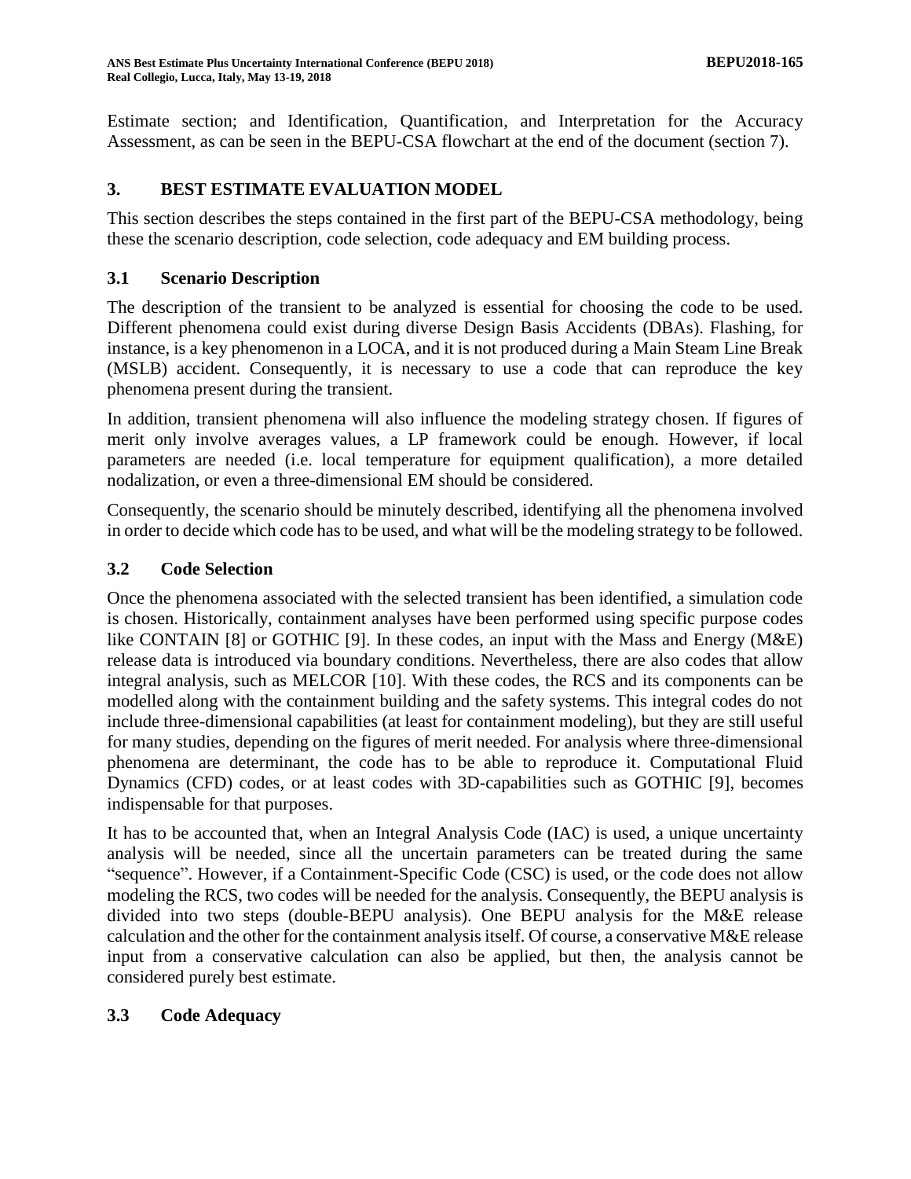Estimate section; and Identification, Quantification, and Interpretation for the Accuracy Assessment, as can be seen in the BEPU-CSA flowchart at the end of the document (section 7).

## 3. BEST ESTIMATE EVALUATION MODEL

This section describes the steps contained in the first part of the BEPU-CSA methodology, being these the scenario description, code selection, code adequacy and EM building process.

### 3.1 Scenario Description

The description of the transient to be analyzed is essential for choosing the code to be used. Different phenomena could exist during diverse Design Basis Accidents (DBAs). Flashing, for instance, is a key phenomenon in a LOCA, and it is not produced during a Main Steam Line Break (MSLB) accident. Consequently, it is necessary to use a code that can reproduce the key phenomena present during the transient.

In addition, transient phenomena will also influence the modeling strategy chosen. If figures of merit only involve averages values, a LP framework could be enough. However, if local parameters are needed (i.e. local temperature for equipment qualification), a more detailed nodalization, or even a three-dimensional EM should be considered.

Consequently, the scenario should be minutely described, identifying all the phenomena involved in order to decide which code has to be used, and what will be the modeling strategy to be followed.

### 3.2 Code Selection

Once the phenomena associated with the selected transient has been identified, a simulation code is chosen. Historically, containment analyses have been performed using specific purpose codes like CONTAIN [8] or GOTHIC [9]. In these codes, an input with the Mass and Energy (M&E) release data is introduced via boundary conditions. Nevertheless, there are also codes that allow integral analysis, such as MELCOR [10]. With these codes, the RCS and its components can be modelled along with the containment building and the safety systems. This integral codes do not include three-dimensional capabilities (at least for containment modeling), but they are still useful for many studies, depending on the figures of merit needed. For analysis where three-dimensional phenomena are determinant, the code has to be able to reproduce it. Computational Fluid Dynamics (CFD) codes, or at least codes with 3D-capabilities such as GOTHIC [9], becomes indispensable for that purposes.

It has to be accounted that, when an Integral Analysis Code (IAC) is used, a unique uncertainty analysis will be needed, since all the uncertain parameters can be treated during the same "sequence". However, if a Containment-Specific Code (CSC) is used, or the code does not allow modeling the RCS, two codes will be needed for the analysis. Consequently, the BEPU analysis is divided into two steps (double-BEPU analysis). One BEPU analysis for the M&E release calculation and the other for the containment analysis itself. Of course, a conservative M&E release input from a conservative calculation can also be applied, but then, the analysis cannot be considered purely best estimate.

### 3.3 Code Adequacy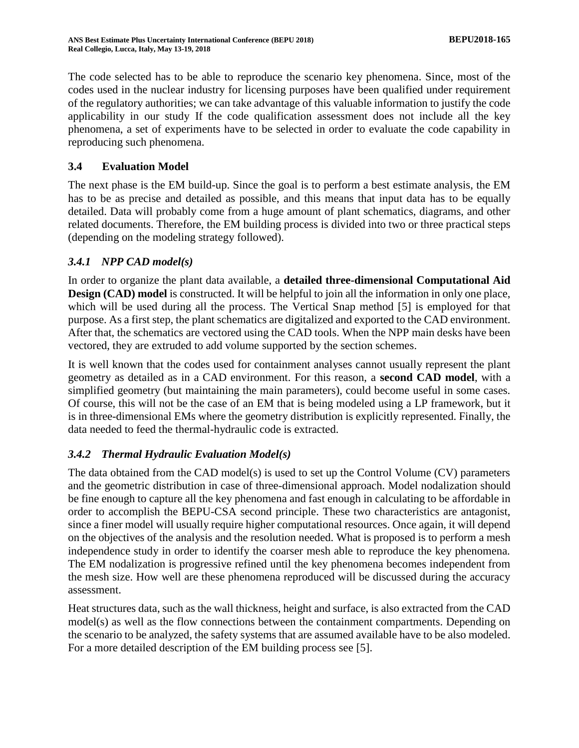The code selected has to be able to reproduce the scenario key phenomena. Since, most of the codes used in the nuclear industry for licensing purposes have been qualified under requirement of the regulatory authorities; we can take advantage of this valuable information to justify the code applicability in our study If the code qualification assessment does not include all the key phenomena, a set of experiments have to be selected in order to evaluate the code capability in reproducing such phenomena.

### 3.4 Evaluation Model

The next phase is the EM build-up. Since the goal is to perform a best estimate analysis, the EM has to be as precise and detailed as possible, and this means that input data has to be equally detailed. Data will probably come from a huge amount of plant schematics, diagrams, and other related documents. Therefore, the EM building process is divided into two or three practical steps (depending on the modeling strategy followed).

#### *3.4.1 NPP CAD model(s)*

In order to organize the plant data available, a **detailed three-dimensional Computational Aid Design (CAD) model** is constructed. It will be helpful to join all the information in only one place, which will be used during all the process. The Vertical Snap method [5] is employed for that purpose. As a first step, the plant schematics are digitalized and exported to the CAD environment. After that, the schematics are vectored using the CAD tools. When the NPP main desks have been vectored, they are extruded to add volume supported by the section schemes.

It is well known that the codes used for containment analyses cannot usually represent the plant geometry as detailed as in a CAD environment. For this reason, a **second CAD model**, with a simplified geometry (but maintaining the main parameters), could become useful in some cases. Of course, this will not be the case of an EM that is being modeled using a LP framework, but it is in three-dimensional EMs where the geometry distribution is explicitly represented. Finally, the data needed to feed the thermal-hydraulic code is extracted.

#### *3.4.2 Thermal Hydraulic Evaluation Model(s)*

The data obtained from the CAD model(s) is used to set up the Control Volume (CV) parameters and the geometric distribution in case of three-dimensional approach. Model nodalization should be fine enough to capture all the key phenomena and fast enough in calculating to be affordable in order to accomplish the BEPU-CSA second principle. These two characteristics are antagonist, since a finer model will usually require higher computational resources. Once again, it will depend on the objectives of the analysis and the resolution needed. What is proposed is to perform a mesh independence study in order to identify the coarser mesh able to reproduce the key phenomena. The EM nodalization is progressive refined until the key phenomena becomes independent from the mesh size. How well are these phenomena reproduced will be discussed during the accuracy assessment.

Heat structures data, such as the wall thickness, height and surface, is also extracted from the CAD model(s) as well as the flow connections between the containment compartments. Depending on the scenario to be analyzed, the safety systems that are assumed available have to be also modeled. For a more detailed description of the EM building process see [5].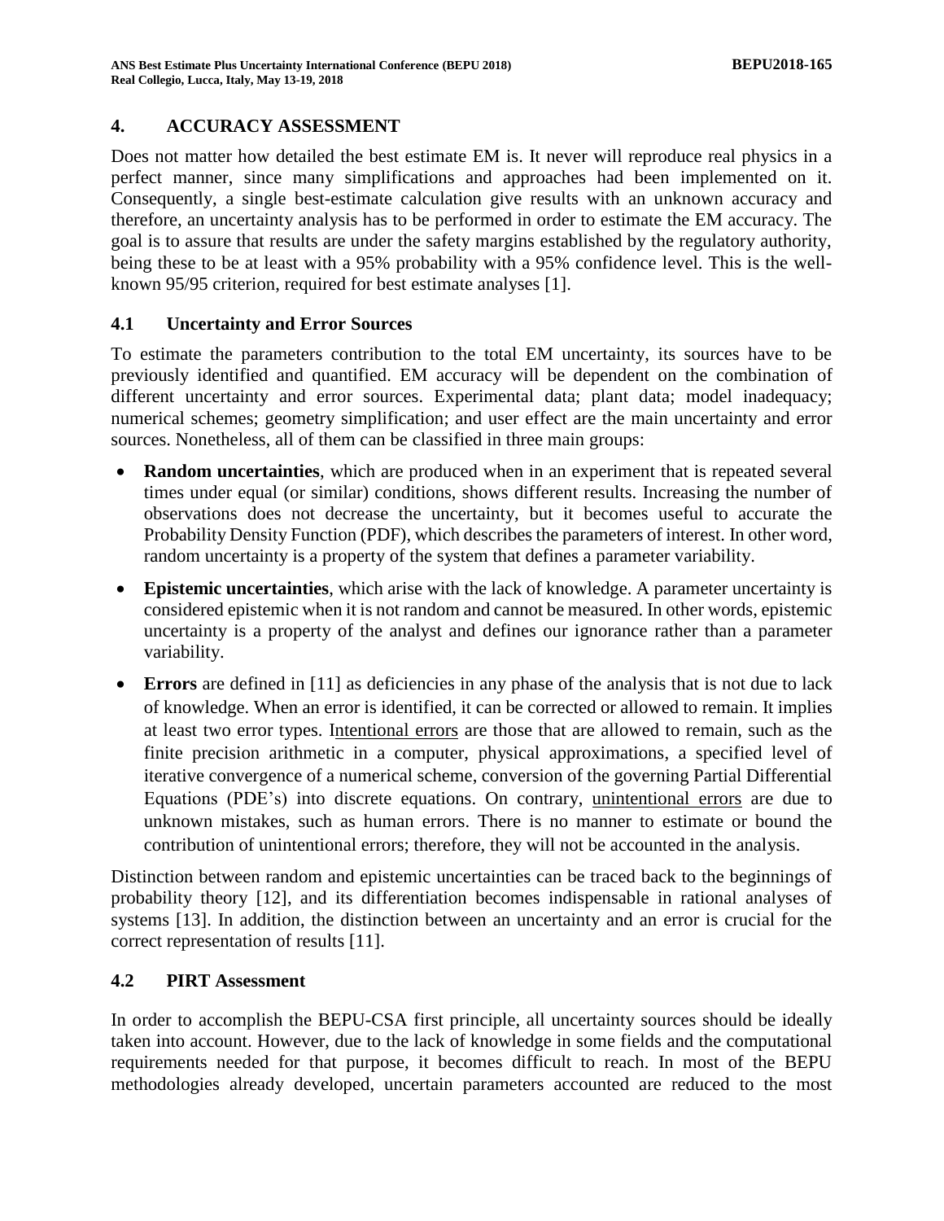## 4. ACCURACY ASSESSMENT

Does not matter how detailed the best estimate EM is. It never will reproduce real physics in a perfect manner, since many simplifications and approaches had been implemented on it. Consequently, a single best-estimate calculation give results with an unknown accuracy and therefore, an uncertainty analysis has to be performed in order to estimate the EM accuracy. The goal is to assure that results are under the safety margins established by the regulatory authority, being these to be at least with a 95% probability with a 95% confidence level. This is the well-known 95/95 criterion, required for best estimate analyses [1].

### 4.1 Uncertainty and Error Sources

To estimate the parameters contribution to the total EM uncertainty, its sources have to be previously identified and quantified. EM accuracy will be dependent on the combination of different uncertainty and error sources. Experimental data; plant data; model inadequacy; numerical schemes; geometry simplification; and user effect are the main uncertainty and error sources. Nonetheless, all of them can be classified in three main groups:

- **Random uncertainties**, which are produced when in an experiment that is repeated several times under equal (or similar) conditions, shows different results. Increasing the number of observations does not decrease the uncertainty, but it becomes useful to accurate the Probability Density Function (PDF), which describes the parameters of interest. In other word, random uncertainty is a property of the system that defines a parameter variability.
- **Epistemic uncertainties**, which arise with the lack of knowledge. A parameter uncertainty is considered epistemic when it is not random and cannot be measured. In other words, epistemic uncertainty is a property of the analyst and defines our ignorance rather than a parameter variability.
- **Errors** are defined in [11] as deficiencies in any phase of the analysis that is not due to lack of knowledge. When an error is identified, it can be corrected or allowed to remain. It implies at least two error types. Intentional errors are those that are allowed to remain, such as the finite precision arithmetic in a computer, physical approximations, a specified level of iterative convergence of a numerical scheme, conversion of the governing Partial Differential Equations (PDE's) into discrete equations. On contrary, unintentional errors are due to unknown mistakes, such as human errors. There is no manner to estimate or bound the contribution of unintentional errors; therefore, they will not be accounted in the analysis.

Distinction between random and epistemic uncertainties can be traced back to the beginnings of probability theory [12], and its differentiation becomes indispensable in rational analyses of systems [13]. In addition, the distinction between an uncertainty and an error is crucial for the correct representation of results [11].

### 4.2 PIRT Assessment

In order to accomplish the BEPU-CSA first principle, all uncertainty sources should be ideally taken into account. However, due to the lack of knowledge in some fields and the computational requirements needed for that purpose, it becomes difficult to reach. In most of the BEPU methodologies already developed, uncertain parameters accounted are reduced to the most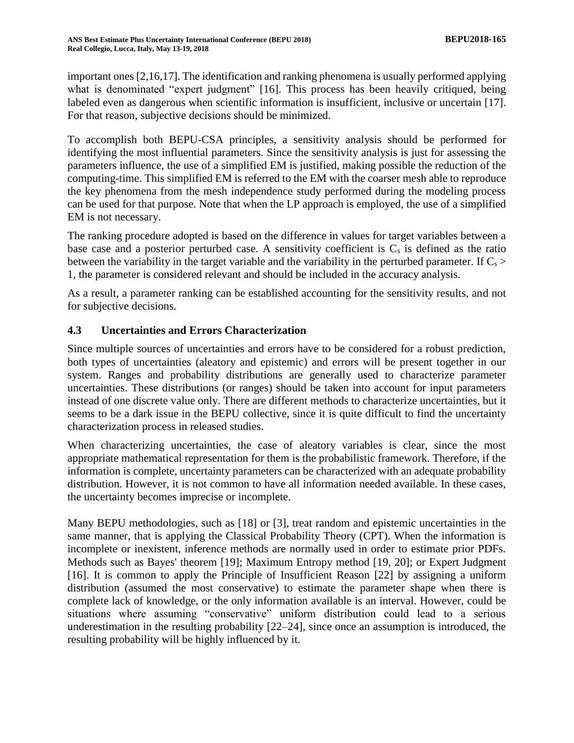important ones [2,16,17]. The identification and ranking phenomena is usually performed applying what is denominated "expert judgment" [16]. This process has been heavily critiqued, being labeled even as dangerous when scientific information is insufficient, inclusive or uncertain [17]. For that reason, subjective decisions should be minimized.

To accomplish both BEPU-CSA principles, a sensitivity analysis should be performed for identifying the most influential parameters. Since the sensitivity analysis is just for assessing the parameters influence, the use of a simplified EM is justified, making possible the reduction of the computing-time. This simplified EM is referred to the EM with the coarser mesh able to reproduce the key phenomena from the mesh independence study performed during the modeling process can be used for that purpose. Note that when the LP approach is employed, the use of a simplified EM is not necessary.

The ranking procedure adopted is based on the difference in values for target variables between a base case and a posterior perturbed case. A sensitivity coefficient is $C_s$ is defined as the ratio between the variability in the target variable and the variability in the perturbed parameter. If $C_s > 1$, the parameter is considered relevant and should be included in the accuracy analysis.

As a result, a parameter ranking can be established accounting for the sensitivity results, and not for subjective decisions.

### 4.3 Uncertainties and Errors Characterization

Since multiple sources of uncertainties and errors have to be considered for a robust prediction, both types of uncertainties (aleatory and epistemic) and errors will be present together in our system. Ranges and probability distributions are generally used to characterize parameter uncertainties. These distributions (or ranges) should be taken into account for input parameters instead of one discrete value only. There are different methods to characterize uncertainties, but it seems to be a dark issue in the BEPU collective, since it is quite difficult to find the uncertainty characterization process in released studies.

When characterizing uncertainties, the case of aleatory variables is clear, since the most appropriate mathematical representation for them is the probabilistic framework. Therefore, if the information is complete, uncertainty parameters can be characterized with an adequate probability distribution. However, it is not common to have all information needed available. In these cases, the uncertainty becomes imprecise or incomplete.

Many BEPU methodologies, such as [18] or [3], treat random and epistemic uncertainties in the same manner, that is applying the Classical Probability Theory (CPT). When the information is incomplete or inexistent, inference methods are normally used in order to estimate prior PDFs. Methods such as Bayes' theorem [19]; Maximum Entropy method [19, 20]; or Expert Judgment [16]. It is common to apply the Principle of Insufficient Reason [22] by assigning a uniform distribution (assumed the most conservative) to estimate the parameter shape when there is complete lack of knowledge, or the only information available is an interval. However, could be situations where assuming "conservative" uniform distribution could lead to a serious underestimation in the resulting probability [22–24], since once an assumption is introduced, the resulting probability will be highly influenced by it.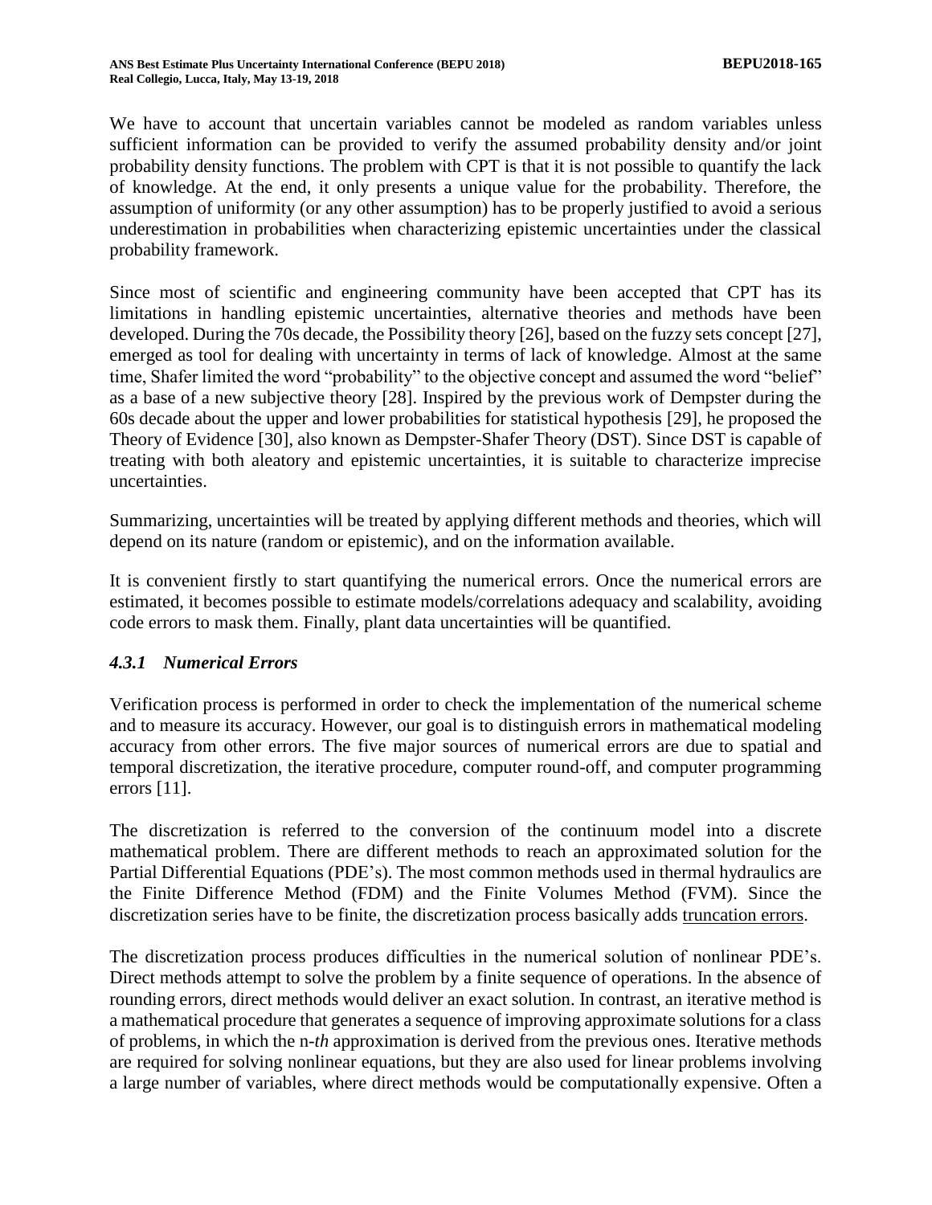We have to account that uncertain variables cannot be modeled as random variables unless sufficient information can be provided to verify the assumed probability density and/or joint probability density functions. The problem with CPT is that it is not possible to quantify the lack of knowledge. At the end, it only presents a unique value for the probability. Therefore, the assumption of uniformity (or any other assumption) has to be properly justified to avoid a serious underestimation in probabilities when characterizing epistemic uncertainties under the classical probability framework.

Since most of scientific and engineering community have been accepted that CPT has its limitations in handling epistemic uncertainties, alternative theories and methods have been developed. During the 70s decade, the Possibility theory [26], based on the fuzzy sets concept [27], emerged as tool for dealing with uncertainty in terms of lack of knowledge. Almost at the same time, Shafer limited the word "probability" to the objective concept and assumed the word "belief" as a base of a new subjective theory [28]. Inspired by the previous work of Dempster during the 60s decade about the upper and lower probabilities for statistical hypothesis [29], he proposed the Theory of Evidence [30], also known as Dempster-Shafer Theory (DST). Since DST is capable of treating with both aleatory and epistemic uncertainties, it is suitable to characterize imprecise uncertainties.

Summarizing, uncertainties will be treated by applying different methods and theories, which will depend on its nature (random or epistemic), and on the information available.

It is convenient firstly to start quantifying the numerical errors. Once the numerical errors are estimated, it becomes possible to estimate models/correlations adequacy and scalability, avoiding code errors to mask them. Finally, plant data uncertainties will be quantified.

### *4.3.1 Numerical Errors*

Verification process is performed in order to check the implementation of the numerical scheme and to measure its accuracy. However, our goal is to distinguish errors in mathematical modeling accuracy from other errors. The five major sources of numerical errors are due to spatial and temporal discretization, the iterative procedure, computer round-off, and computer programming errors [11].

The discretization is referred to the conversion of the continuum model into a discrete mathematical problem. There are different methods to reach an approximated solution for the Partial Differential Equations (PDE's). The most common methods used in thermal hydraulics are the Finite Difference Method (FDM) and the Finite Volumes Method (FVM). Since the discretization series have to be finite, the discretization process basically adds truncation errors.

The discretization process produces difficulties in the numerical solution of nonlinear PDE's. Direct methods attempt to solve the problem by a finite sequence of operations. In the absence of rounding errors, direct methods would deliver an exact solution. In contrast, an iterative method is a mathematical procedure that generates a sequence of improving approximate solutions for a class of problems, in which the n-*th* approximation is derived from the previous ones. Iterative methods are required for solving nonlinear equations, but they are also used for linear problems involving a large number of variables, where direct methods would be computationally expensive. Often a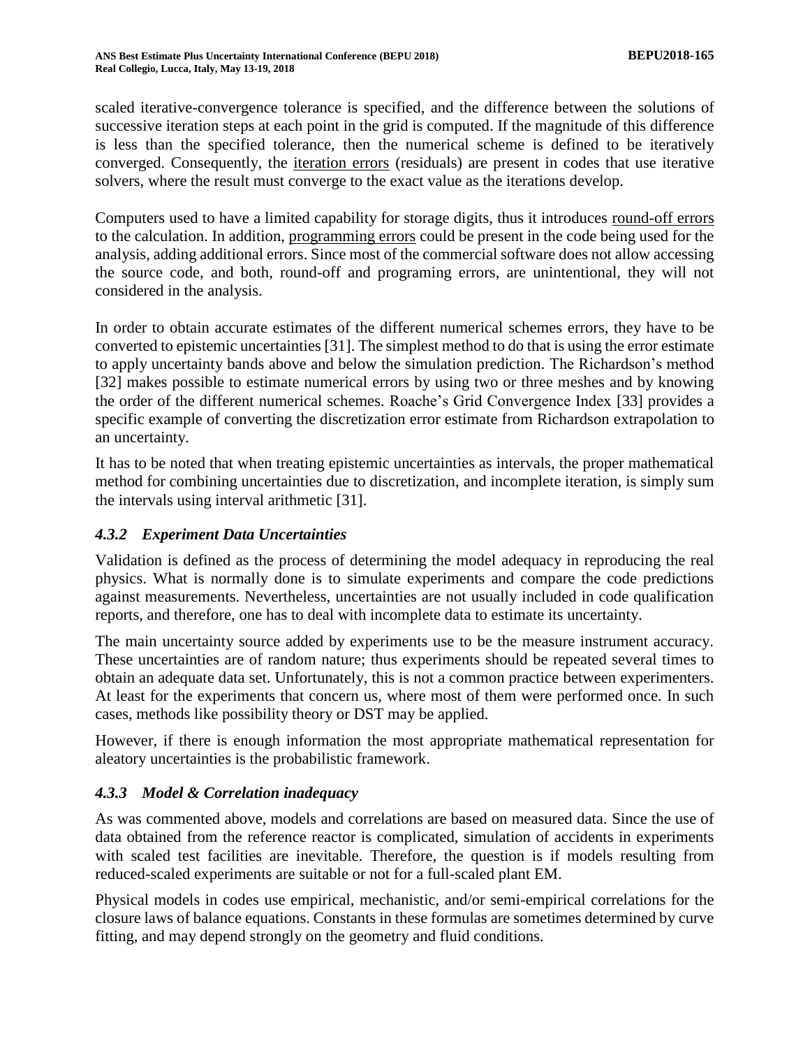scaled iterative-convergence tolerance is specified, and the difference between the solutions of successive iteration steps at each point in the grid is computed. If the magnitude of this difference is less than the specified tolerance, then the numerical scheme is defined to be iteratively converged. Consequently, the iteration errors (residuals) are present in codes that use iterative solvers, where the result must converge to the exact value as the iterations develop.

Computers used to have a limited capability for storage digits, thus it introduces round-off errors to the calculation. In addition, programming errors could be present in the code being used for the analysis, adding additional errors. Since most of the commercial software does not allow accessing the source code, and both, round-off and programing errors, are unintentional, they will not considered in the analysis.

In order to obtain accurate estimates of the different numerical schemes errors, they have to be converted to epistemic uncertainties [31]. The simplest method to do that is using the error estimate to apply uncertainty bands above and below the simulation prediction. The Richardson's method [32] makes possible to estimate numerical errors by using two or three meshes and by knowing the order of the different numerical schemes. Roache's Grid Convergence Index [33] provides a specific example of converting the discretization error estimate from Richardson extrapolation to an uncertainty.

It has to be noted that when treating epistemic uncertainties as intervals, the proper mathematical method for combining uncertainties due to discretization, and incomplete iteration, is simply sum the intervals using interval arithmetic [31].

### *4.3.2 Experiment Data Uncertainties*

Validation is defined as the process of determining the model adequacy in reproducing the real physics. What is normally done is to simulate experiments and compare the code predictions against measurements. Nevertheless, uncertainties are not usually included in code qualification reports, and therefore, one has to deal with incomplete data to estimate its uncertainty.

The main uncertainty source added by experiments use to be the measure instrument accuracy. These uncertainties are of random nature; thus experiments should be repeated several times to obtain an adequate data set. Unfortunately, this is not a common practice between experimenters. At least for the experiments that concern us, where most of them were performed once. In such cases, methods like possibility theory or DST may be applied.

However, if there is enough information the most appropriate mathematical representation for aleatory uncertainties is the probabilistic framework.

### *4.3.3 Model & Correlation inadequacy*

As was commented above, models and correlations are based on measured data. Since the use of data obtained from the reference reactor is complicated, simulation of accidents in experiments with scaled test facilities are inevitable. Therefore, the question is if models resulting from reduced-scaled experiments are suitable or not for a full-scaled plant EM.

Physical models in codes use empirical, mechanistic, and/or semi-empirical correlations for the closure laws of balance equations. Constants in these formulas are sometimes determined by curve fitting, and may depend strongly on the geometry and fluid conditions.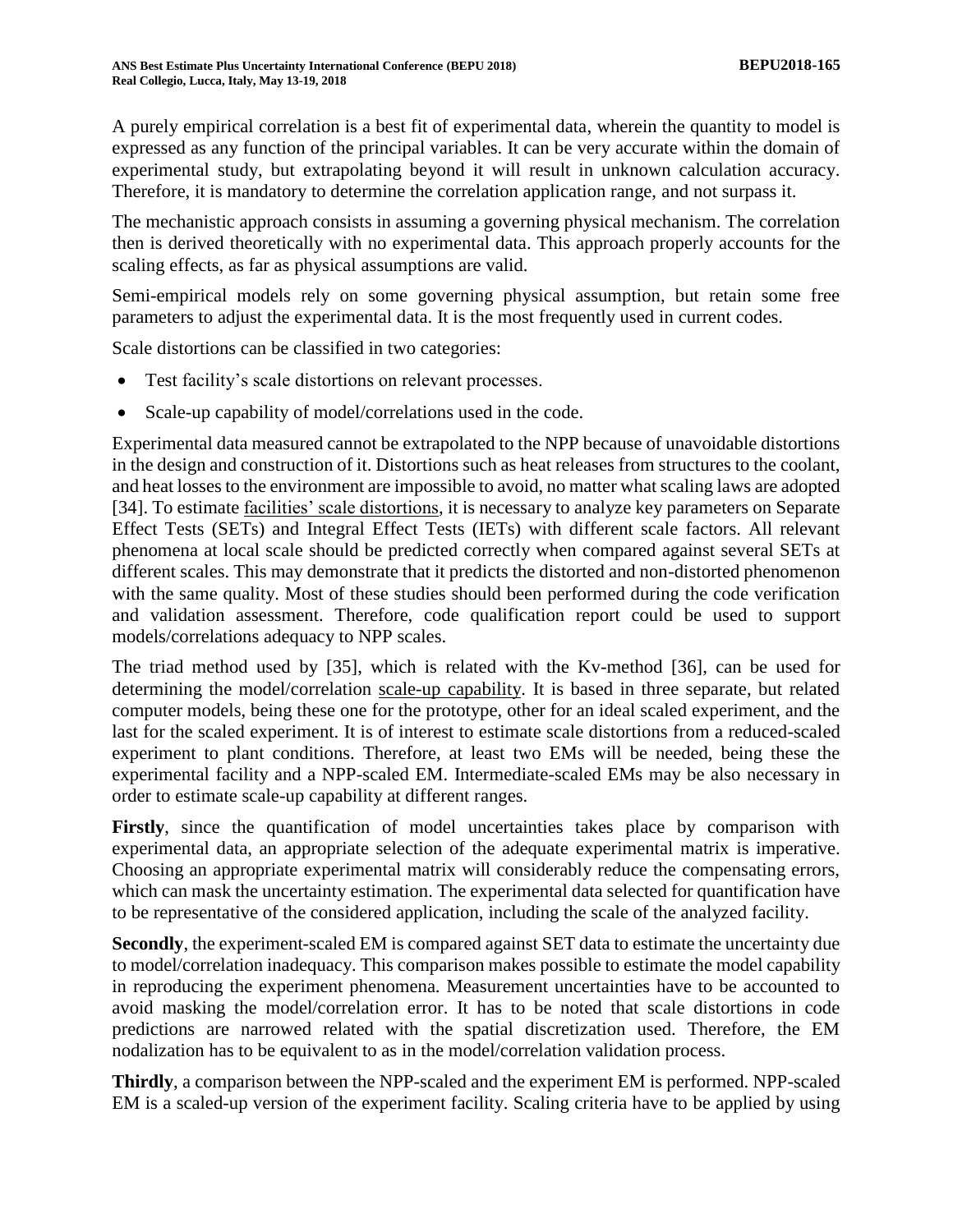A purely empirical correlation is a best fit of experimental data, wherein the quantity to model is expressed as any function of the principal variables. It can be very accurate within the domain of experimental study, but extrapolating beyond it will result in unknown calculation accuracy. Therefore, it is mandatory to determine the correlation application range, and not surpass it.

The mechanistic approach consists in assuming a governing physical mechanism. The correlation then is derived theoretically with no experimental data. This approach properly accounts for the scaling effects, as far as physical assumptions are valid.

Semi-empirical models rely on some governing physical assumption, but retain some free parameters to adjust the experimental data. It is the most frequently used in current codes.

Scale distortions can be classified in two categories:

- Test facility's scale distortions on relevant processes.
- Scale-up capability of model/correlations used in the code.

Experimental data measured cannot be extrapolated to the NPP because of unavoidable distortions in the design and construction of it. Distortions such as heat releases from structures to the coolant, and heat losses to the environment are impossible to avoid, no matter what scaling laws are adopted [34]. To estimate facilities' scale distortions, it is necessary to analyze key parameters on Separate Effect Tests (SETs) and Integral Effect Tests (IETs) with different scale factors. All relevant phenomena at local scale should be predicted correctly when compared against several SETs at different scales. This may demonstrate that it predicts the distorted and non-distorted phenomenon with the same quality. Most of these studies should been performed during the code verification and validation assessment. Therefore, code qualification report could be used to support models/correlations adequacy to NPP scales.

The triad method used by [35], which is related with the Kv-method [36], can be used for determining the model/correlation scale-up capability. It is based in three separate, but related computer models, being these one for the prototype, other for an ideal scaled experiment, and the last for the scaled experiment. It is of interest to estimate scale distortions from a reduced-scaled experiment to plant conditions. Therefore, at least two EMs will be needed, being these the experimental facility and a NPP-scaled EM. Intermediate-scaled EMs may be also necessary in order to estimate scale-up capability at different ranges.

**Firstly**, since the quantification of model uncertainties takes place by comparison with experimental data, an appropriate selection of the adequate experimental matrix is imperative. Choosing an appropriate experimental matrix will considerably reduce the compensating errors, which can mask the uncertainty estimation. The experimental data selected for quantification have to be representative of the considered application, including the scale of the analyzed facility.

**Secondly**, the experiment-scaled EM is compared against SET data to estimate the uncertainty due to model/correlation inadequacy. This comparison makes possible to estimate the model capability in reproducing the experiment phenomena. Measurement uncertainties have to be accounted to avoid masking the model/correlation error. It has to be noted that scale distortions in code predictions are narrowed related with the spatial discretization used. Therefore, the EM nodalization has to be equivalent to as in the model/correlation validation process.

**Thirdly**, a comparison between the NPP-scaled and the experiment EM is performed. NPP-scaled EM is a scaled-up version of the experiment facility. Scaling criteria have to be applied by using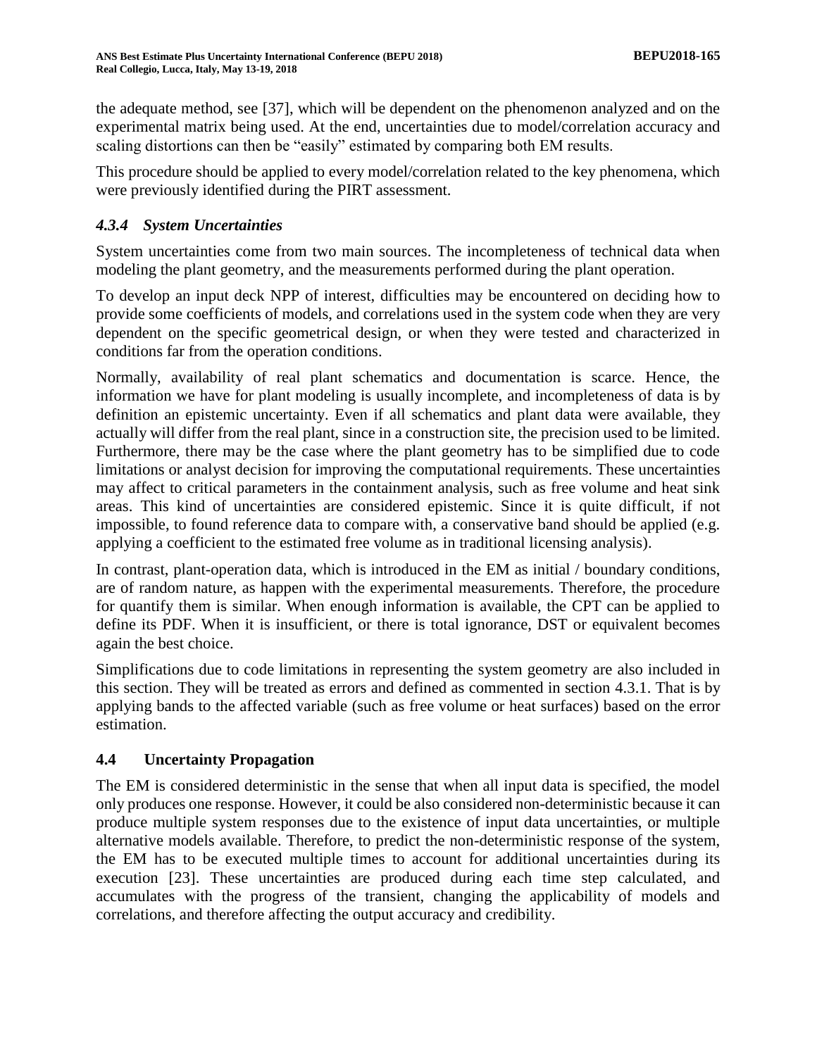the adequate method, see [37], which will be dependent on the phenomenon analyzed and on the experimental matrix being used. At the end, uncertainties due to model/correlation accuracy and scaling distortions can then be "easily" estimated by comparing both EM results.

This procedure should be applied to every model/correlation related to the key phenomena, which were previously identified during the PIRT assessment.

### *4.3.4 System Uncertainties*

System uncertainties come from two main sources. The incompleteness of technical data when modeling the plant geometry, and the measurements performed during the plant operation.

To develop an input deck NPP of interest, difficulties may be encountered on deciding how to provide some coefficients of models, and correlations used in the system code when they are very dependent on the specific geometrical design, or when they were tested and characterized in conditions far from the operation conditions.

Normally, availability of real plant schematics and documentation is scarce. Hence, the information we have for plant modeling is usually incomplete, and incompleteness of data is by definition an epistemic uncertainty. Even if all schematics and plant data were available, they actually will differ from the real plant, since in a construction site, the precision used to be limited. Furthermore, there may be the case where the plant geometry has to be simplified due to code limitations or analyst decision for improving the computational requirements. These uncertainties may affect to critical parameters in the containment analysis, such as free volume and heat sink areas. This kind of uncertainties are considered epistemic. Since it is quite difficult, if not impossible, to found reference data to compare with, a conservative band should be applied (e.g. applying a coefficient to the estimated free volume as in traditional licensing analysis).

In contrast, plant-operation data, which is introduced in the EM as initial / boundary conditions, are of random nature, as happen with the experimental measurements. Therefore, the procedure for quantify them is similar. When enough information is available, the CPT can be applied to define its PDF. When it is insufficient, or there is total ignorance, DST or equivalent becomes again the best choice.

Simplifications due to code limitations in representing the system geometry are also included in this section. They will be treated as errors and defined as commented in section 4.3.1. That is by applying bands to the affected variable (such as free volume or heat surfaces) based on the error estimation.

## 4.4 Uncertainty Propagation

The EM is considered deterministic in the sense that when all input data is specified, the model only produces one response. However, it could be also considered non-deterministic because it can produce multiple system responses due to the existence of input data uncertainties, or multiple alternative models available. Therefore, to predict the non-deterministic response of the system, the EM has to be executed multiple times to account for additional uncertainties during its execution [23]. These uncertainties are produced during each time step calculated, and accumulates with the progress of the transient, changing the applicability of models and correlations, and therefore affecting the output accuracy and credibility.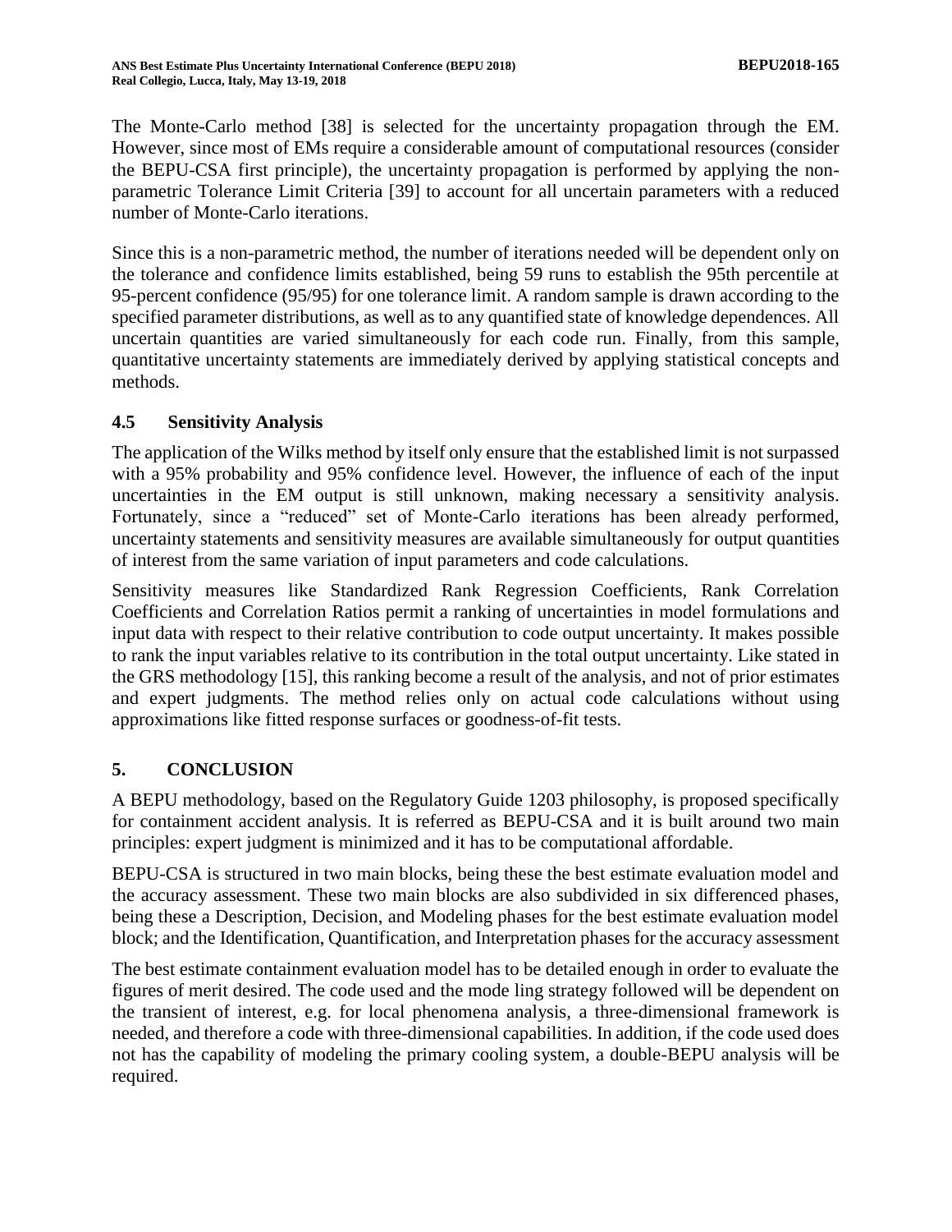The Monte-Carlo method [38] is selected for the uncertainty propagation through the EM. However, since most of EMs require a considerable amount of computational resources (consider the BEPU-CSA first principle), the uncertainty propagation is performed by applying the non-parametric Tolerance Limit Criteria [39] to account for all uncertain parameters with a reduced number of Monte-Carlo iterations.

Since this is a non-parametric method, the number of iterations needed will be dependent only on the tolerance and confidence limits established, being 59 runs to establish the 95th percentile at 95-percent confidence (95/95) for one tolerance limit. A random sample is drawn according to the specified parameter distributions, as well as to any quantified state of knowledge dependences. All uncertain quantities are varied simultaneously for each code run. Finally, from this sample, quantitative uncertainty statements are immediately derived by applying statistical concepts and methods.

### 4.5 Sensitivity Analysis

The application of the Wilks method by itself only ensure that the established limit is not surpassed with a 95% probability and 95% confidence level. However, the influence of each of the input uncertainties in the EM output is still unknown, making necessary a sensitivity analysis. Fortunately, since a "reduced" set of Monte-Carlo iterations has been already performed, uncertainty statements and sensitivity measures are available simultaneously for output quantities of interest from the same variation of input parameters and code calculations.

Sensitivity measures like Standardized Rank Regression Coefficients, Rank Correlation Coefficients and Correlation Ratios permit a ranking of uncertainties in model formulations and input data with respect to their relative contribution to code output uncertainty. It makes possible to rank the input variables relative to its contribution in the total output uncertainty. Like stated in the GRS methodology [15], this ranking become a result of the analysis, and not of prior estimates and expert judgments. The method relies only on actual code calculations without using approximations like fitted response surfaces or goodness-of-fit tests.

## 5. CONCLUSION

A BEPU methodology, based on the Regulatory Guide 1203 philosophy, is proposed specifically for containment accident analysis. It is referred as BEPU-CSA and it is built around two main principles: expert judgment is minimized and it has to be computational affordable.

BEPU-CSA is structured in two main blocks, being these the best estimate evaluation model and the accuracy assessment. These two main blocks are also subdivided in six differenced phases, being these a Description, Decision, and Modeling phases for the best estimate evaluation model block; and the Identification, Quantification, and Interpretation phases for the accuracy assessment

The best estimate containment evaluation model has to be detailed enough in order to evaluate the figures of merit desired. The code used and the mode ling strategy followed will be dependent on the transient of interest, e.g. for local phenomena analysis, a three-dimensional framework is needed, and therefore a code with three-dimensional capabilities. In addition, if the code used does not has the capability of modeling the primary cooling system, a double-BEPU analysis will be required.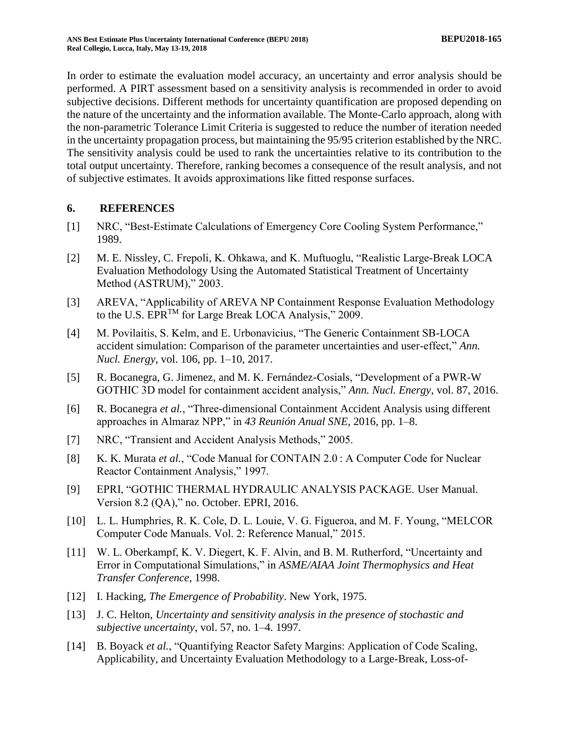In order to estimate the evaluation model accuracy, an uncertainty and error analysis should be performed. A PIRT assessment based on a sensitivity analysis is recommended in order to avoid subjective decisions. Different methods for uncertainty quantification are proposed depending on the nature of the uncertainty and the information available. The Monte-Carlo approach, along with the non-parametric Tolerance Limit Criteria is suggested to reduce the number of iteration needed in the uncertainty propagation process, but maintaining the 95/95 criterion established by the NRC. The sensitivity analysis could be used to rank the uncertainties relative to its contribution to the total output uncertainty. Therefore, ranking becomes a consequence of the result analysis, and not of subjective estimates. It avoids approximations like fitted response surfaces.

## 6. REFERENCES

[1] NRC, "Best-Estimate Calculations of Emergency Core Cooling System Performance," 1989.

[2] M. E. Nissley, C. Frepoli, K. Ohkawa, and K. Muftuoglu, "Realistic Large-Break LOCA Evaluation Methodology Using the Automated Statistical Treatment of Uncertainty Method (ASTRUM)," 2003.

[3] AREVA, "Applicability of AREVA NP Containment Response Evaluation Methodology to the U.S. EPR™ for Large Break LOCA Analysis," 2009.

[4] M. Povilaitis, S. Kelm, and E. Urbonavicius, "The Generic Containment SB-LOCA accident simulation: Comparison of the parameter uncertainties and user-effect," *Ann. Nucl. Energy*, vol. 106, pp. 1–10, 2017.

[5] R. Bocanegra, G. Jimenez, and M. K. Fernández-Cosials, "Development of a PWR-W GOTHIC 3D model for containment accident analysis," *Ann. Nucl. Energy*, vol. 87, 2016.

[6] R. Bocanegra *et al.*, "Three-dimensional Containment Accident Analysis using different approaches in Almaraz NPP," in *43 Reunión Anual SNE*, 2016, pp. 1–8.

[7] NRC, "Transient and Accident Analysis Methods," 2005.

[8] K. K. Murata *et al.*, "Code Manual for CONTAIN 2.0 : A Computer Code for Nuclear Reactor Containment Analysis," 1997.

[9] EPRI, "GOTHIC THERMAL HYDRAULIC ANALYSIS PACKAGE. User Manual. Version 8.2 (QA)," no. October. EPRI, 2016.

[10] L. L. Humphries, R. K. Cole, D. L. Louie, V. G. Figueroa, and M. F. Young, "MELCOR Computer Code Manuals. Vol. 2: Reference Manual," 2015.

[11] W. L. Oberkampf, K. V. Diegert, K. F. Alvin, and B. M. Rutherford, "Uncertainty and Error in Computational Simulations," in *ASME/AIAA Joint Thermophysics and Heat Transfer Conference*, 1998.

[12] I. Hacking, *The Emergence of Probability*. New York, 1975.

[13] J. C. Helton, *Uncertainty and sensitivity analysis in the presence of stochastic and subjective uncertainty*, vol. 57, no. 1–4. 1997.

[14] B. Boyack *et al.*, "Quantifying Reactor Safety Margins: Application of Code Scaling, Applicability, and Uncertainty Evaluation Methodology to a Large-Break, Loss-of-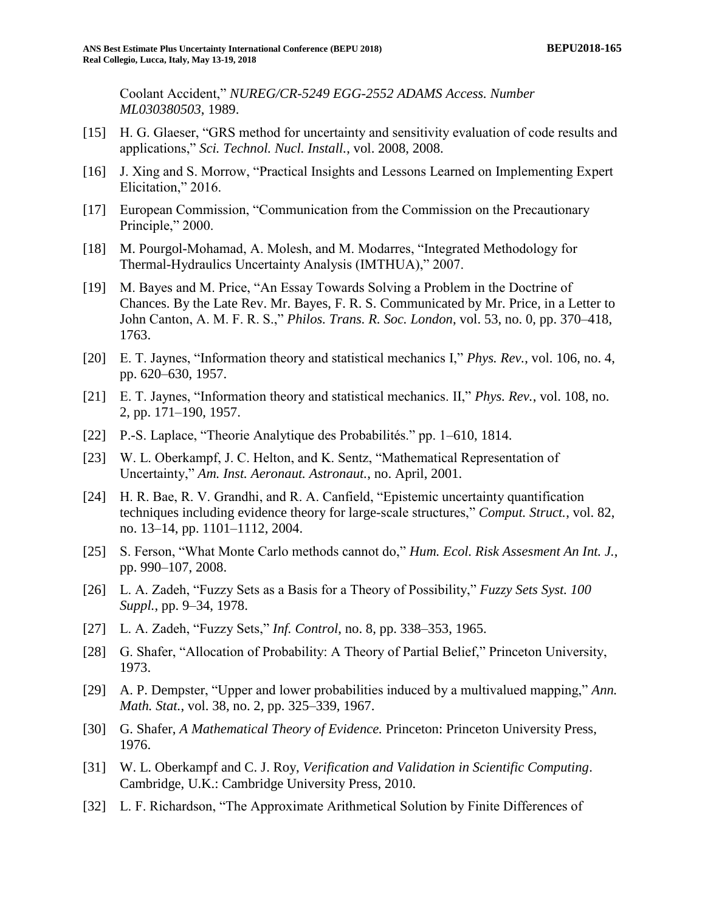Coolant Accident," *NUREG/CR-5249 EGG-2552 ADAMS Access. Number ML030380503*, 1989.

[15] H. G. Glaeser, "GRS method for uncertainty and sensitivity evaluation of code results and applications," *Sci. Technol. Nucl. Install.*, vol. 2008, 2008.

[16] J. Xing and S. Morrow, "Practical Insights and Lessons Learned on Implementing Expert Elicitation," 2016.

[17] European Commission, "Communication from the Commission on the Precautionary Principle," 2000.

[18] M. Pourgol-Mohamad, A. Molesh, and M. Modarres, "Integrated Methodology for Thermal-Hydraulics Uncertainty Analysis (IMTHUA)," 2007.

[19] M. Bayes and M. Price, "An Essay Towards Solving a Problem in the Doctrine of Chances. By the Late Rev. Mr. Bayes, F. R. S. Communicated by Mr. Price, in a Letter to John Canton, A. M. F. R. S.," *Philos. Trans. R. Soc. London*, vol. 53, no. 0, pp. 370–418, 1763.

[20] E. T. Jaynes, "Information theory and statistical mechanics I," *Phys. Rev.*, vol. 106, no. 4, pp. 620–630, 1957.

[21] E. T. Jaynes, "Information theory and statistical mechanics. II," *Phys. Rev.*, vol. 108, no. 2, pp. 171–190, 1957.

[22] P.-S. Laplace, "Theorie Analytique des Probabilités." pp. 1–610, 1814.

[23] W. L. Oberkampf, J. C. Helton, and K. Sentz, "Mathematical Representation of Uncertainty," *Am. Inst. Aeronaut. Astronaut.*, no. April, 2001.

[24] H. R. Bae, R. V. Grandhi, and R. A. Canfield, "Epistemic uncertainty quantification techniques including evidence theory for large-scale structures," *Comput. Struct.*, vol. 82, no. 13–14, pp. 1101–1112, 2004.

[25] S. Ferson, "What Monte Carlo methods cannot do," *Hum. Ecol. Risk Assesment An Int. J.*, pp. 990–107, 2008.

[26] L. A. Zadeh, "Fuzzy Sets as a Basis for a Theory of Possibility," *Fuzzy Sets Syst. 100 Suppl.*, pp. 9–34, 1978.

[27] L. A. Zadeh, "Fuzzy Sets," *Inf. Control*, no. 8, pp. 338–353, 1965.

[28] G. Shafer, "Allocation of Probability: A Theory of Partial Belief," Princeton University, 1973.

[29] A. P. Dempster, "Upper and lower probabilities induced by a multivalued mapping," *Ann. Math. Stat.*, vol. 38, no. 2, pp. 325–339, 1967.

[30] G. Shafer, *A Mathematical Theory of Evidence.* Princeton: Princeton University Press, 1976.

[31] W. L. Oberkampf and C. J. Roy, *Verification and Validation in Scientific Computing*. Cambridge, U.K.: Cambridge University Press, 2010.

[32] L. F. Richardson, "The Approximate Arithmetical Solution by Finite Differences of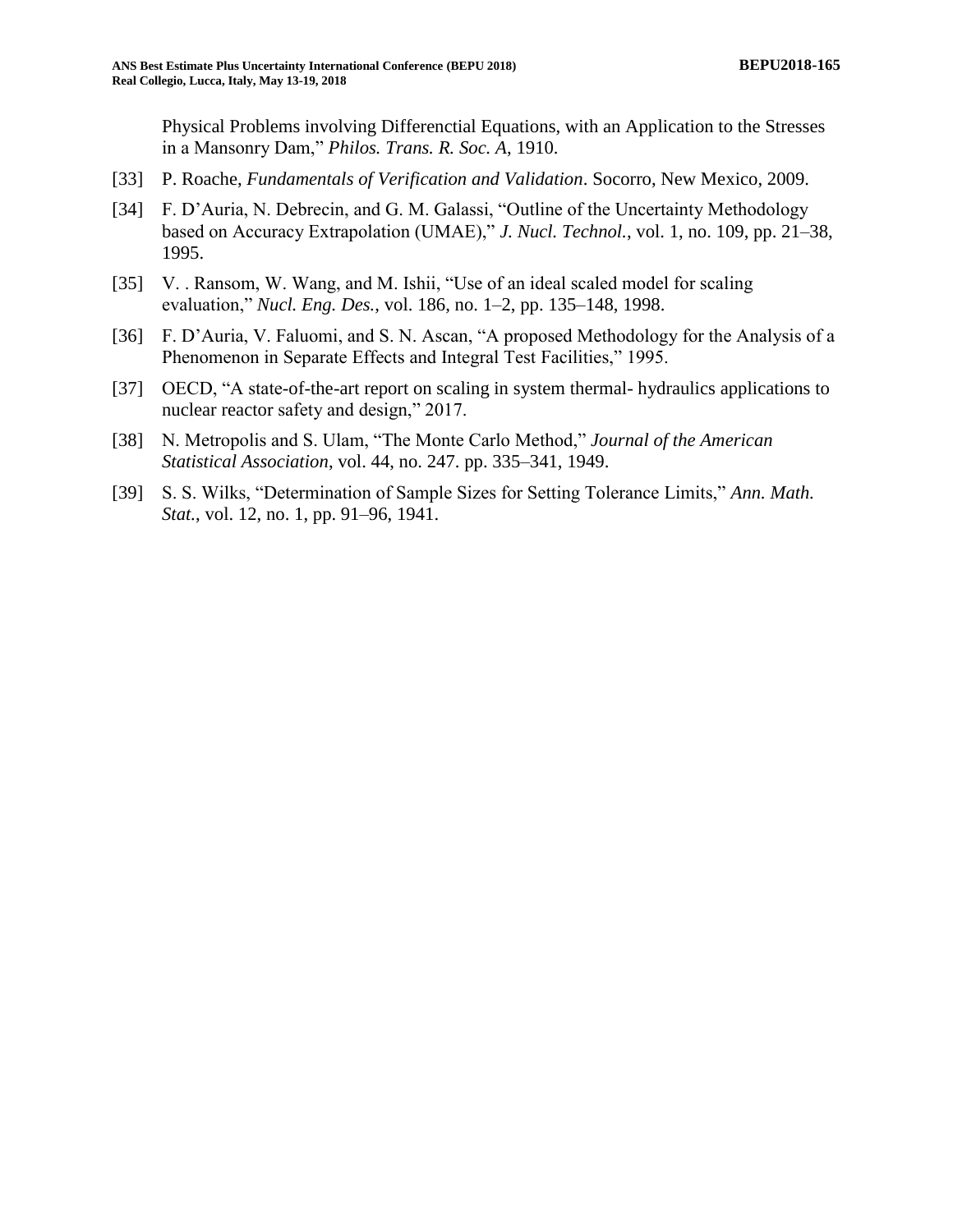Physical Problems involving Differenctial Equations, with an Application to the Stresses in a Mansonry Dam," *Philos. Trans. R. Soc. A*, 1910.

[33] P. Roache, *Fundamentals of Verification and Validation*. Socorro, New Mexico, 2009.

[34] F. D'Auria, N. Debrecin, and G. M. Galassi, "Outline of the Uncertainty Methodology based on Accuracy Extrapolation (UMAE)," *J. Nucl. Technol.*, vol. 1, no. 109, pp. 21–38, 1995.

[35] V. . Ransom, W. Wang, and M. Ishii, "Use of an ideal scaled model for scaling evaluation," *Nucl. Eng. Des.*, vol. 186, no. 1–2, pp. 135–148, 1998.

[36] F. D'Auria, V. Faluomi, and S. N. Ascan, "A proposed Methodology for the Analysis of a Phenomenon in Separate Effects and Integral Test Facilities," 1995.

[37] OECD, "A state-of-the-art report on scaling in system thermal- hydraulics applications to nuclear reactor safety and design," 2017.

[38] N. Metropolis and S. Ulam, "The Monte Carlo Method," *Journal of the American Statistical Association*, vol. 44, no. 247. pp. 335–341, 1949.

[39] S. S. Wilks, "Determination of Sample Sizes for Setting Tolerance Limits," *Ann. Math. Stat.*, vol. 12, no. 1, pp. 91–96, 1941.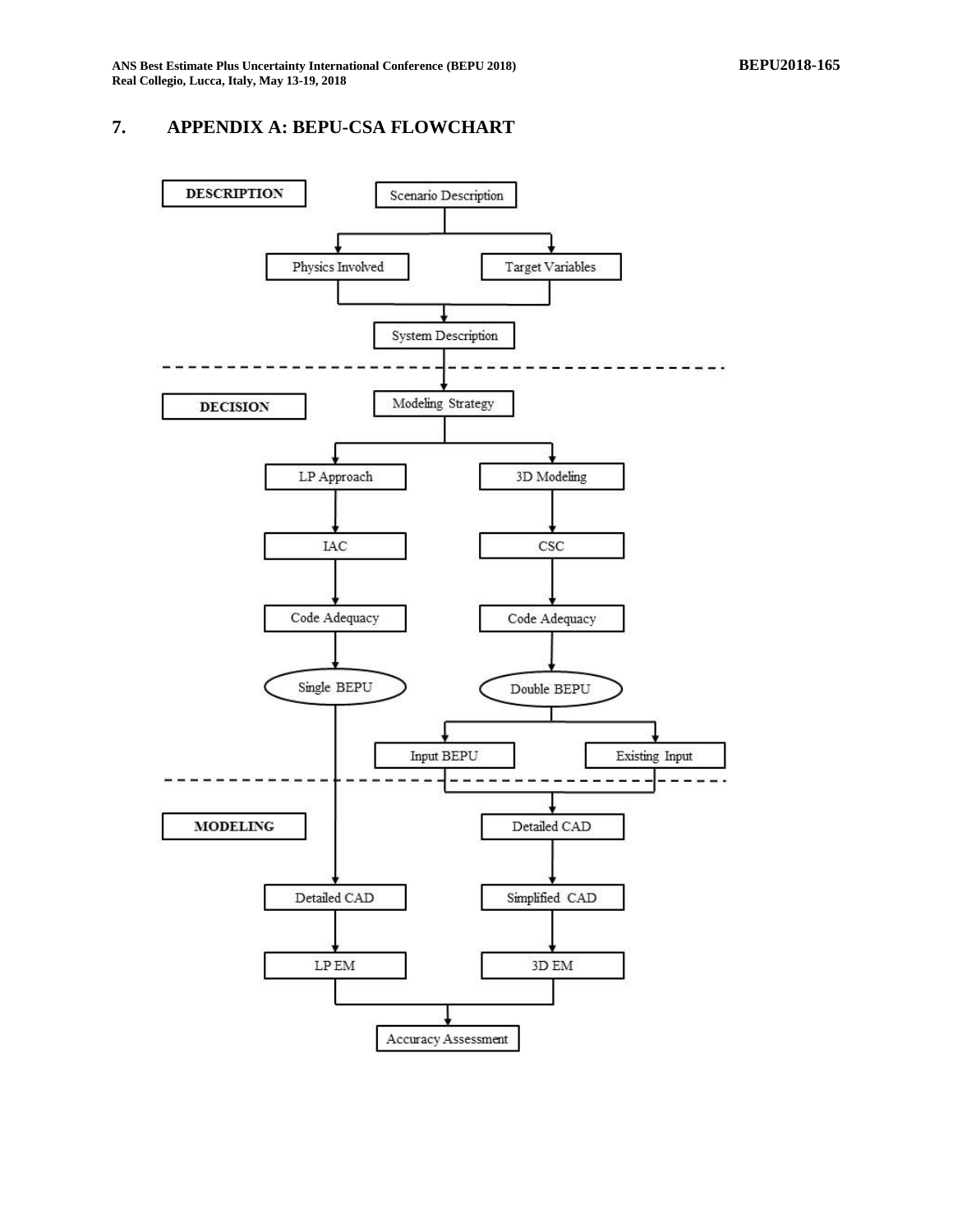## 7. APPENDIX A: BEPU-CSA FLOWCHART

**DESCRIPTION**

Scenario Description

Physics Involved

Target Variables

System Description

**DECISION**

Modeling Strategy

LP Approach

3D Modeling

IAC

CSC

Code Adequacy

Code Adequacy

Single BEPU

Double BEPU

Input BEPU

Existing Input

**MODELING**

Detailed CAD

Detailed CAD

Simplified CAD

LP EM

3D EM

Accuracy Assessment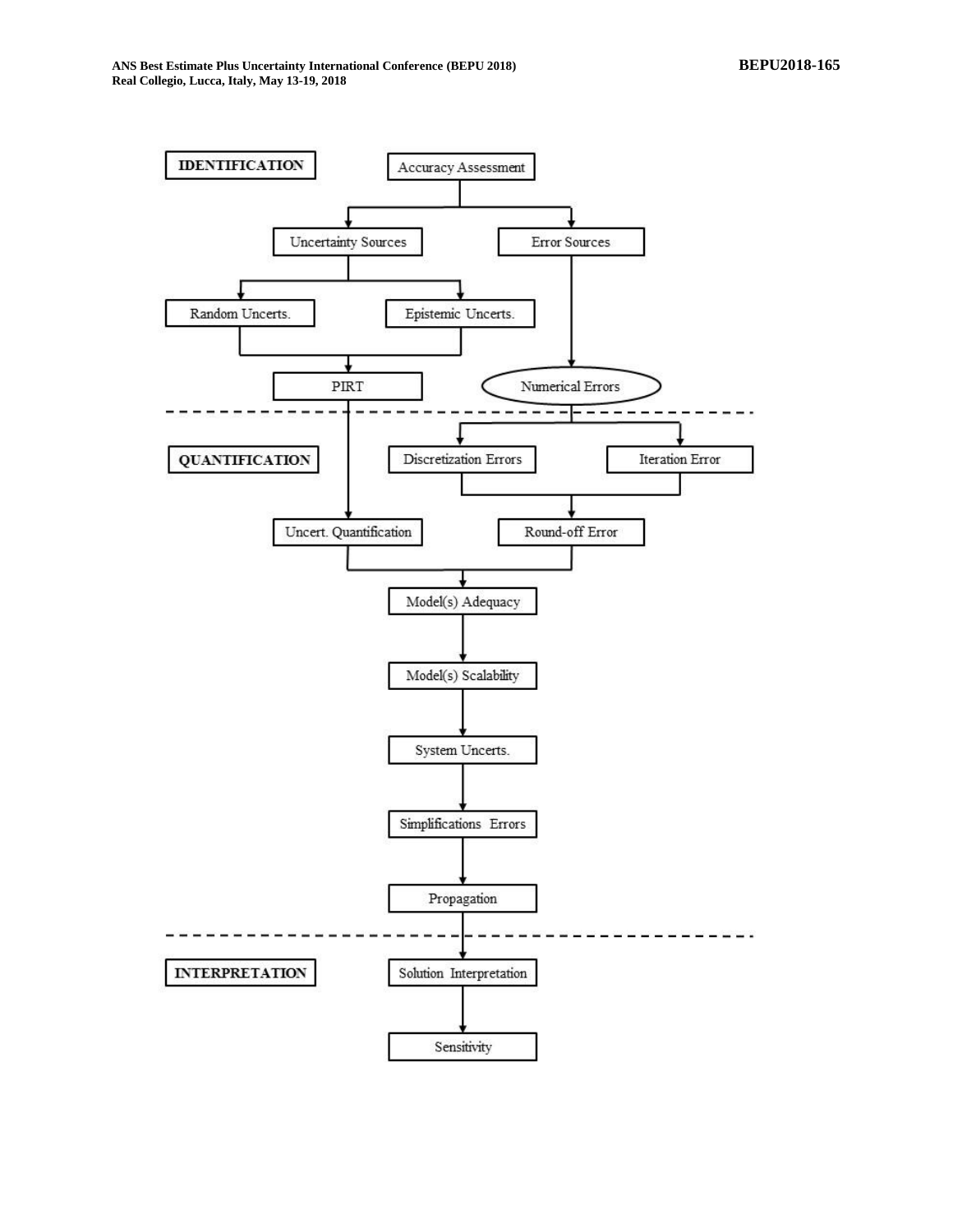IDENTIFICATION

Accuracy Assessment

Uncertainty Sources

Error Sources

Random Uncerts.

Epistemic Uncerts.

PIRT

Numerical Errors

QUANTIFICATION

Discretization Errors

Iteration Error

Uncert. Quantification

Round-off Error

Model(s) Adequacy

Model(s) Scalability

System Uncerts.

Simplifications Errors

Propagation

INTERPRETATION

Solution Interpretation

Sensitivity